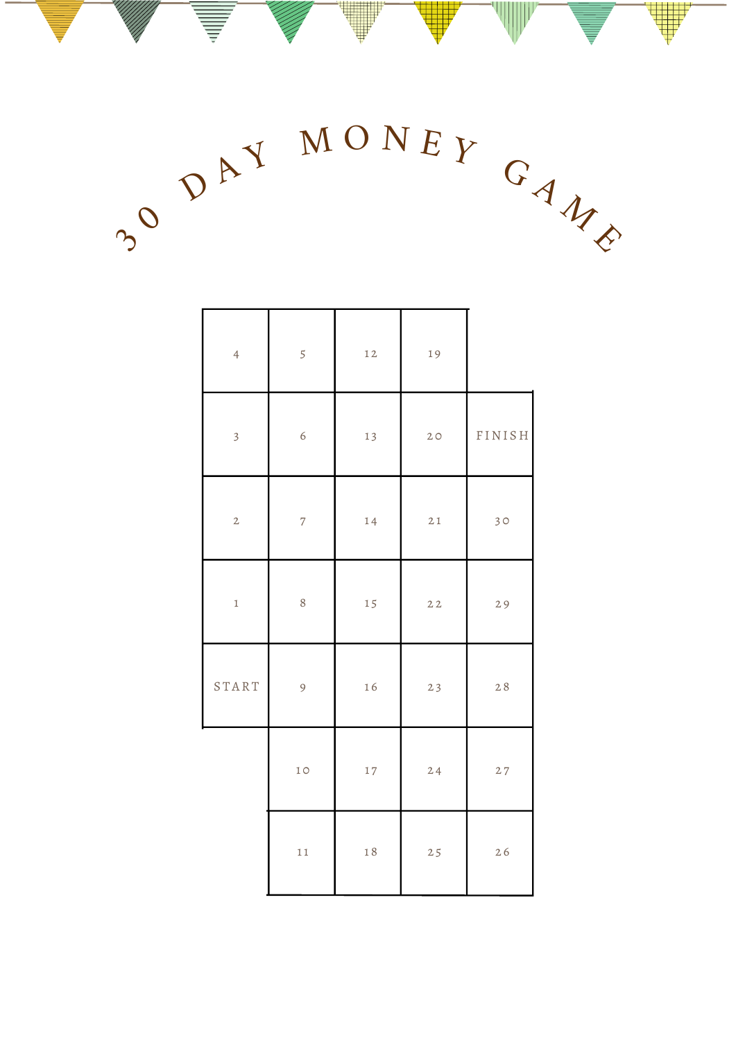# 30 DAY MONEY GAME

| | | | | |
|---|---|---|---|---|
| 4 | 5 | 12 | 19 | |
| 3 | 6 | 13 | 20 | FINISH |
| 2 | 7 | 14 | 21 | 30 |
| 1 | 8 | 15 | 22 | 29 |
| START | 9 | 16 | 23 | 28 |
| | 10 | 17 | 24 | 27 |
| | 11 | 18 | 25 | 26 |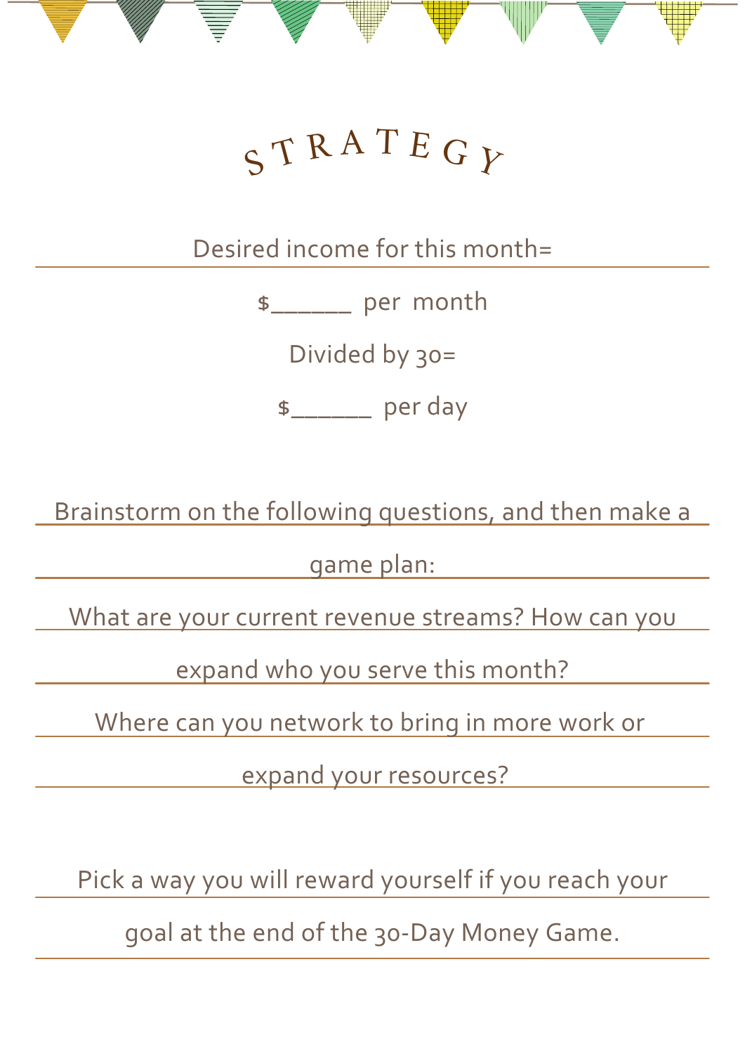# STRATEGY

Desired income for this month=

$______ per month

Divided by 30=

$______ per day

Brainstorm on the following questions, and then make a game plan:

What are your current revenue streams? How can you expand who you serve this month?

Where can you network to bring in more work or expand your resources?

Pick a way you will reward yourself if you reach your goal at the end of the 30-Day Money Game.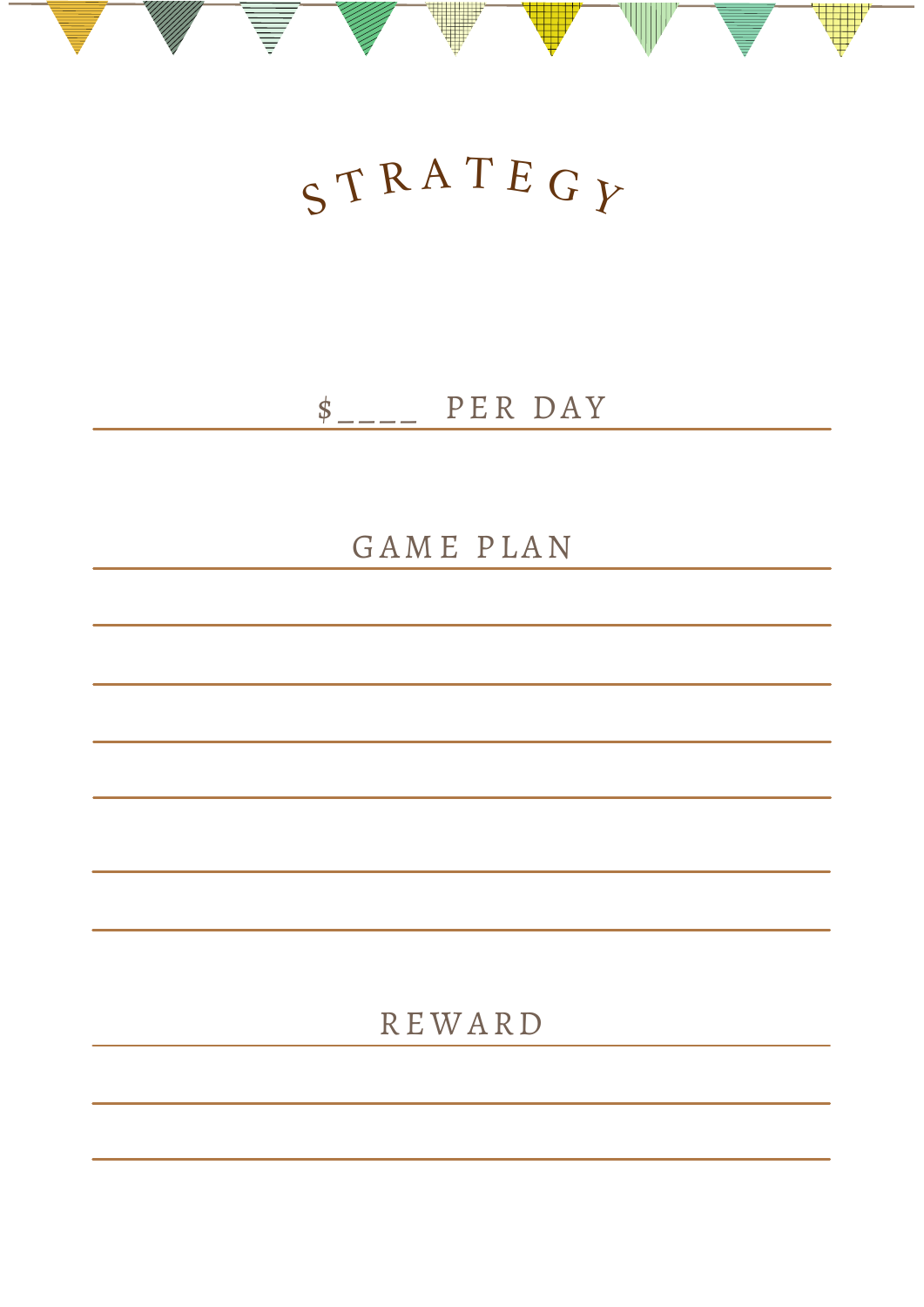# STRATEGY

$____ PER DAY

## GAME PLAN

## REWARD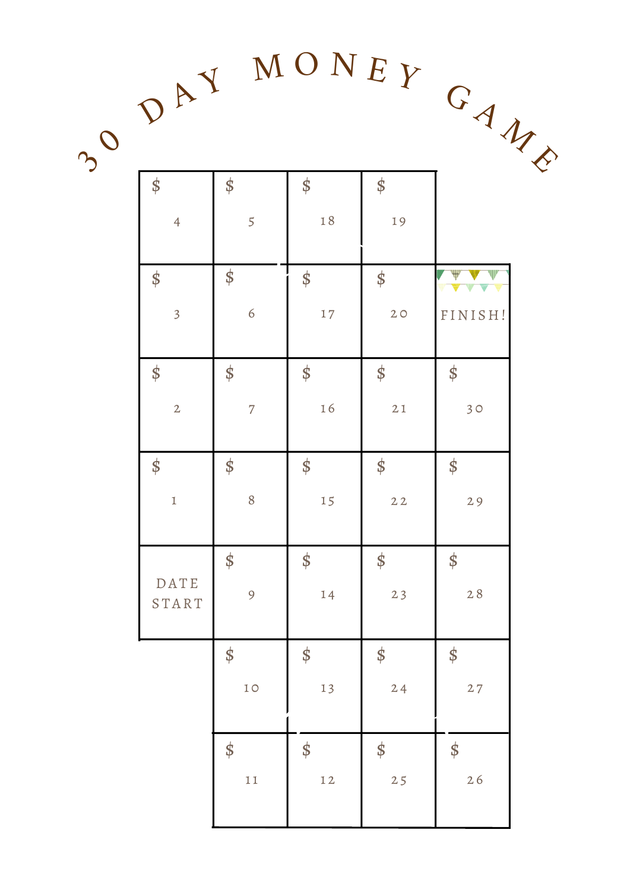# 30 DAY MONEY GAME

| | | | | |
|---|---|---|---|---|
| $ 4 | $ 5 | $ 18 | $ 19 | |
| $ 3 | $ 6 | $ 17 | $ 20 | FINISH! |
| $ 2 | $ 7 | $ 16 | $ 21 | $ 30 |
| $ 1 | $ 8 | $ 15 | $ 22 | $ 29 |
| DATE START | $ 9 | $ 14 | $ 23 | $ 28 |
| | $ 10 | $ 13 | $ 24 | $ 27 |
| | $ 11 | $ 12 | $ 25 | $ 26 |